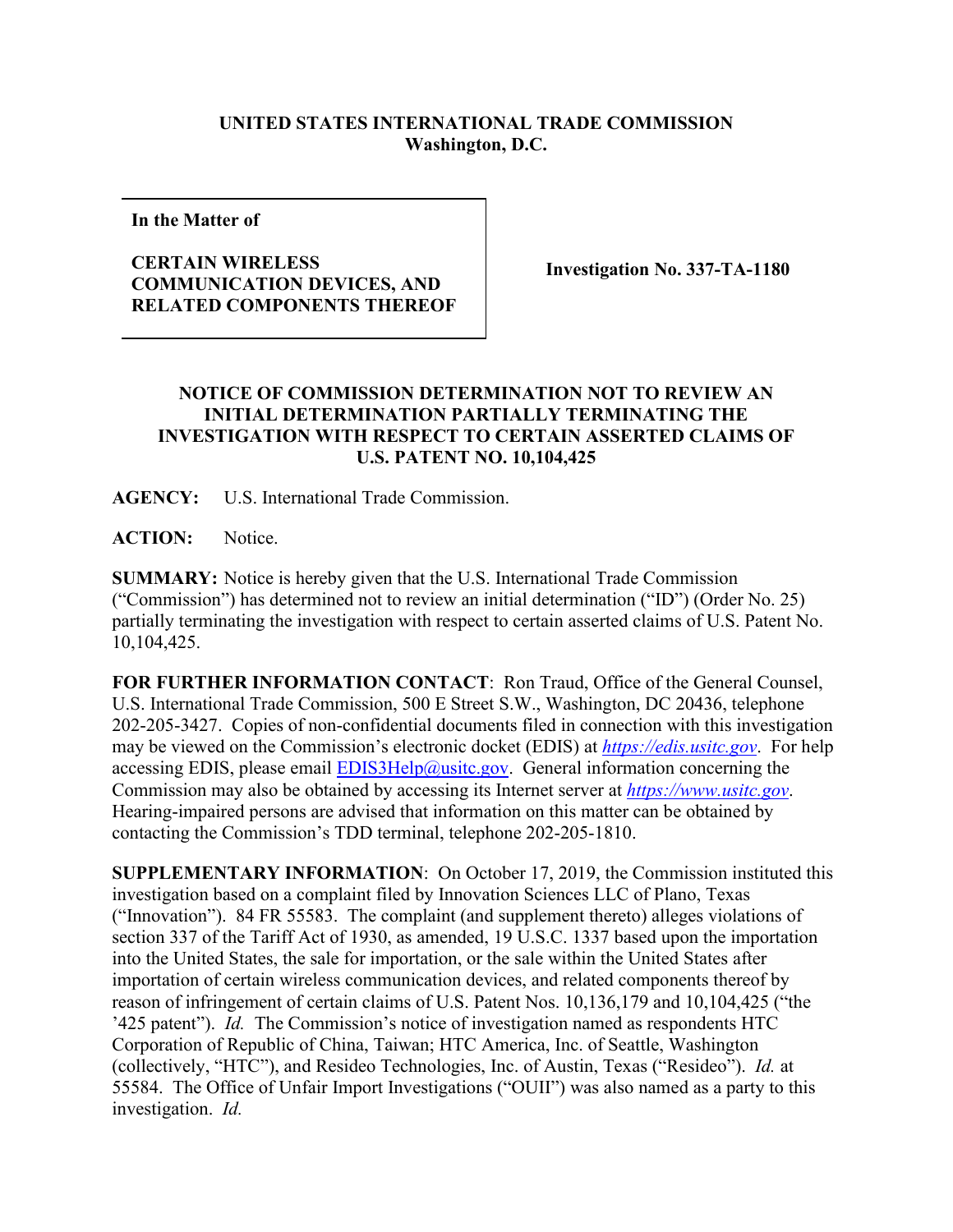**UNITED STATES INTERNATIONAL TRADE COMMISSION**
**Washington, D.C.**

| In the Matter of<br><br>CERTAIN WIRELESS COMMUNICATION DEVICES, AND RELATED COMPONENTS THEREOF | Investigation No. 337-TA-1180 |
| --- | --- |

# NOTICE OF COMMISSION DETERMINATION NOT TO REVIEW AN INITIAL DETERMINATION PARTIALLY TERMINATING THE INVESTIGATION WITH RESPECT TO CERTAIN ASSERTED CLAIMS OF U.S. PATENT NO. 10,104,425

**AGENCY:** U.S. International Trade Commission.

**ACTION:** Notice.

**SUMMARY:** Notice is hereby given that the U.S. International Trade Commission ("Commission") has determined not to review an initial determination ("ID") (Order No. 25) partially terminating the investigation with respect to certain asserted claims of U.S. Patent No. 10,104,425.

**FOR FURTHER INFORMATION CONTACT**: Ron Traud, Office of the General Counsel, U.S. International Trade Commission, 500 E Street S.W., Washington, DC 20436, telephone 202-205-3427. Copies of non-confidential documents filed in connection with this investigation may be viewed on the Commission's electronic docket (EDIS) at *https://edis.usitc.gov*. For help accessing EDIS, please email EDIS3Help@usitc.gov. General information concerning the Commission may also be obtained by accessing its Internet server at *https://www.usitc.gov*. Hearing-impaired persons are advised that information on this matter can be obtained by contacting the Commission's TDD terminal, telephone 202-205-1810.

**SUPPLEMENTARY INFORMATION**: On October 17, 2019, the Commission instituted this investigation based on a complaint filed by Innovation Sciences LLC of Plano, Texas ("Innovation"). 84 FR 55583. The complaint (and supplement thereto) alleges violations of section 337 of the Tariff Act of 1930, as amended, 19 U.S.C. 1337 based upon the importation into the United States, the sale for importation, or the sale within the United States after importation of certain wireless communication devices, and related components thereof by reason of infringement of certain claims of U.S. Patent Nos. 10,136,179 and 10,104,425 ("the '425 patent"). *Id.* The Commission's notice of investigation named as respondents HTC Corporation of Republic of China, Taiwan; HTC America, Inc. of Seattle, Washington (collectively, "HTC"), and Resideo Technologies, Inc. of Austin, Texas ("Resideo"). *Id.* at 55584. The Office of Unfair Import Investigations ("OUII") was also named as a party to this investigation. *Id.*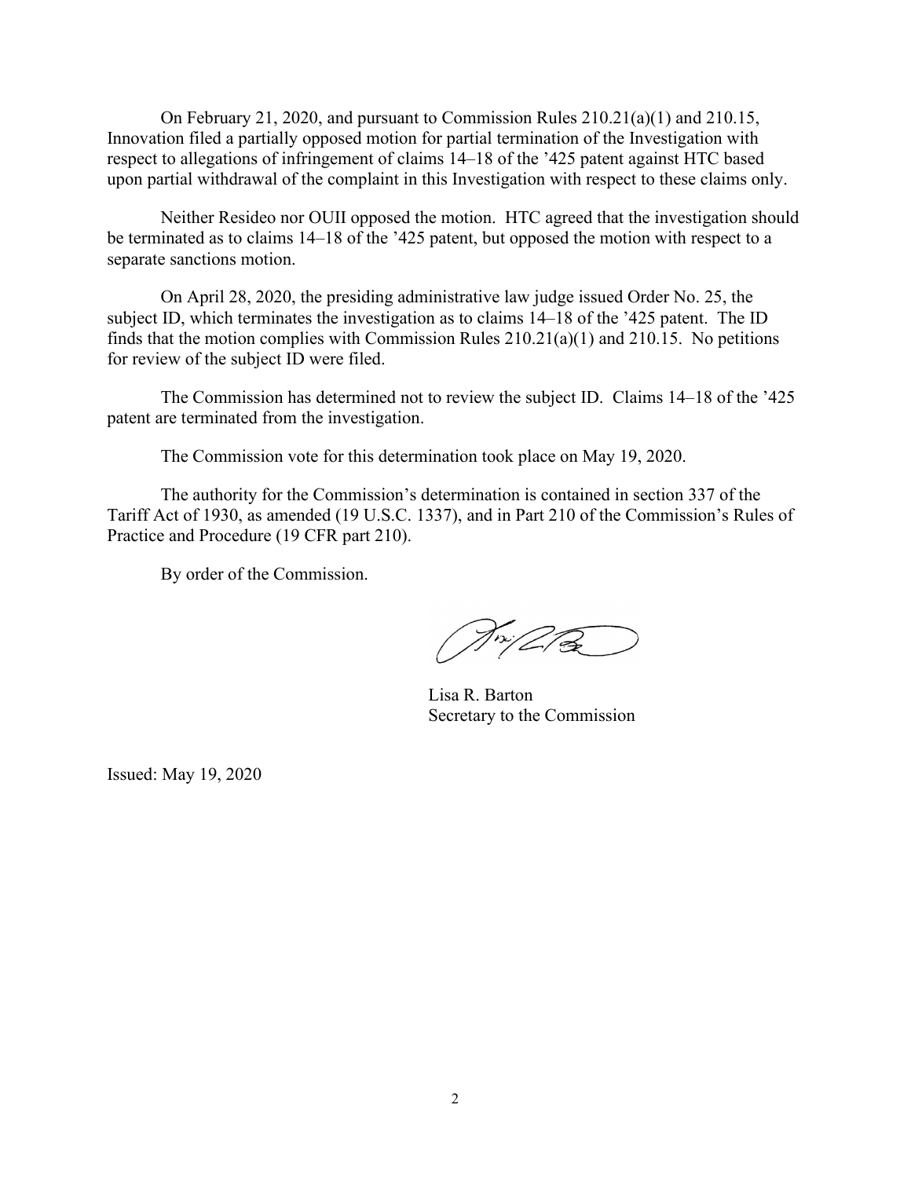On February 21, 2020, and pursuant to Commission Rules 210.21(a)(1) and 210.15, Innovation filed a partially opposed motion for partial termination of the Investigation with respect to allegations of infringement of claims 14–18 of the '425 patent against HTC based upon partial withdrawal of the complaint in this Investigation with respect to these claims only.

Neither Resideo nor OUII opposed the motion. HTC agreed that the investigation should be terminated as to claims 14–18 of the '425 patent, but opposed the motion with respect to a separate sanctions motion.

On April 28, 2020, the presiding administrative law judge issued Order No. 25, the subject ID, which terminates the investigation as to claims 14–18 of the '425 patent. The ID finds that the motion complies with Commission Rules 210.21(a)(1) and 210.15. No petitions for review of the subject ID were filed.

The Commission has determined not to review the subject ID. Claims 14–18 of the '425 patent are terminated from the investigation.

The Commission vote for this determination took place on May 19, 2020.

The authority for the Commission's determination is contained in section 337 of the Tariff Act of 1930, as amended (19 U.S.C. 1337), and in Part 210 of the Commission's Rules of Practice and Procedure (19 CFR part 210).

By order of the Commission.

Lisa R. Barton
Secretary to the Commission

Issued: May 19, 2020